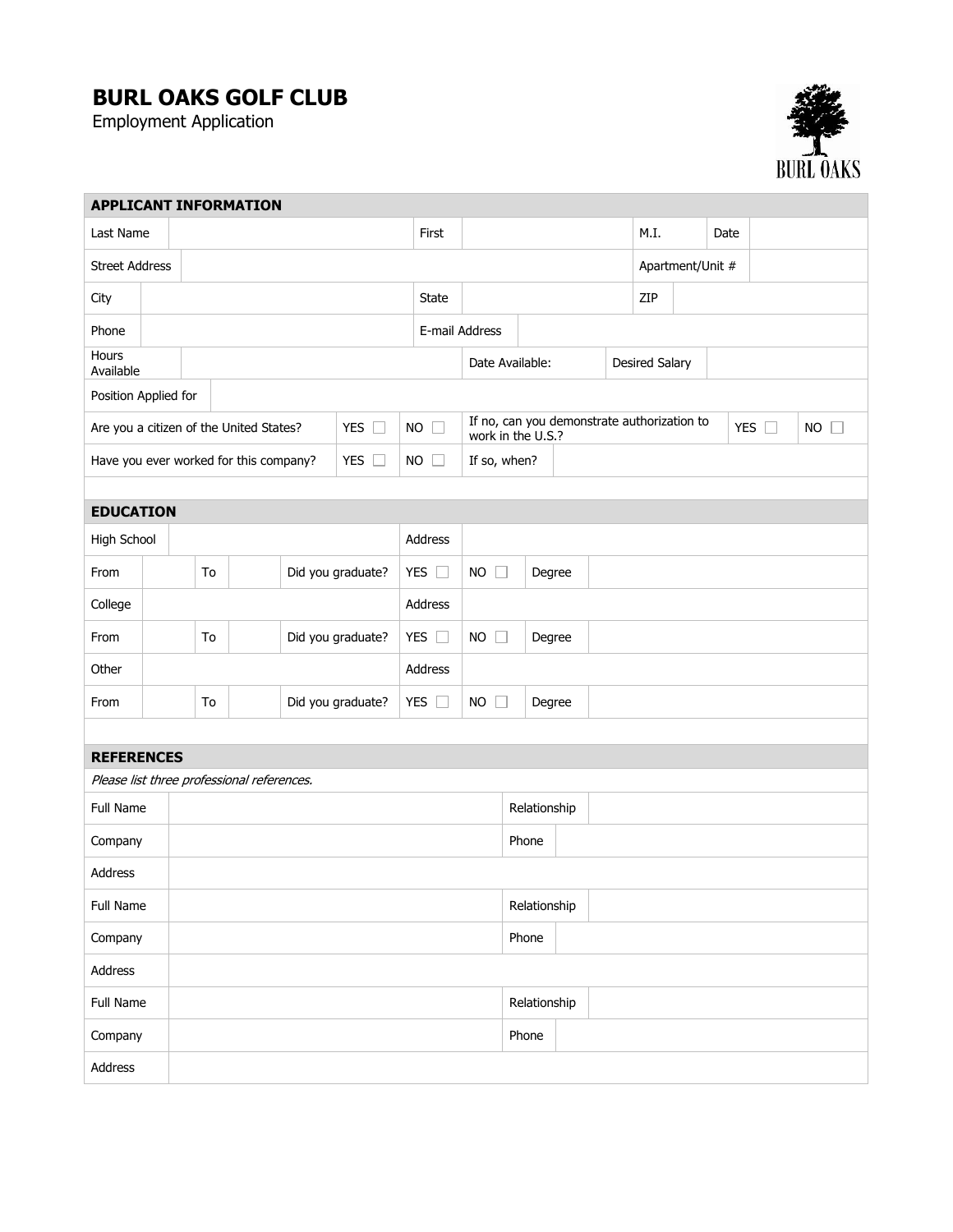# BURL OAKS GOLF CLUB

Employment Application

| APPLICANT INFORMATION | | | | | | | |
|---|---|---|---|---|---|---|---|
| Last Name | | First | | M.I. | | Date | |
| Street Address | | | | Apartment/Unit # | | | |
| City | | State | | ZIP | | | |
| Phone | | E-mail Address | | | | | |
| Hours Available | | Date Available: | | Desired Salary | | | |
| Position Applied for | | | | | | | |
| Are you a citizen of the United States? | YES ☐ | NO ☐ | If no, can you demonstrate authorization to work in the U.S.? | YES ☐ | NO ☐ | | |
| Have you ever worked for this company? | YES ☐ | NO ☐ | If so, when? | | | | |

| EDUCATION | | | | | | | | |
|---|---|---|---|---|---|---|---|---|
| High School | | | | Address | | | | |
| From | | To | | Did you graduate? | YES ☐ | NO ☐ | Degree | |
| College | | | | Address | | | | |
| From | | To | | Did you graduate? | YES ☐ | NO ☐ | Degree | |
| Other | | | | Address | | | | |
| From | | To | | Did you graduate? | YES ☐ | NO ☐ | Degree | |

| REFERENCES | | | |
|---|---|---|---|
| *Please list three professional references.* | | | |
| Full Name | | Relationship | |
| Company | | Phone | |
| Address | | | |
| Full Name | | Relationship | |
| Company | | Phone | |
| Address | | | |
| Full Name | | Relationship | |
| Company | | Phone | |
| Address | | | |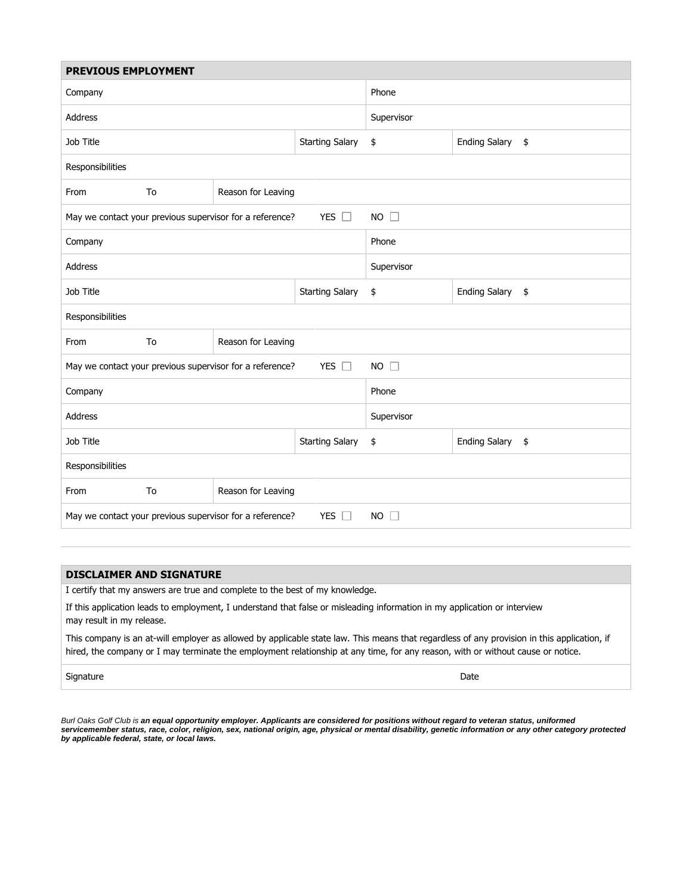## PREVIOUS EMPLOYMENT

| | | | | | |
|---|---|---|---|---|---|
| Company | | | | Phone | |
| Address | | | | Supervisor | |
| Job Title | | | Starting Salary | $ | Ending Salary $ |
| Responsibilities | | | | | |
| From | To | Reason for Leaving | | | |
| May we contact your previous supervisor for a reference? | | | YES ☐ | NO ☐ | |
| Company | | | | Phone | |
| Address | | | | Supervisor | |
| Job Title | | | Starting Salary | $ | Ending Salary $ |
| Responsibilities | | | | | |
| From | To | Reason for Leaving | | | |
| May we contact your previous supervisor for a reference? | | | YES ☐ | NO ☐ | |
| Company | | | | Phone | |
| Address | | | | Supervisor | |
| Job Title | | | Starting Salary | $ | Ending Salary $ |
| Responsibilities | | | | | |
| From | To | Reason for Leaving | | | |
| May we contact your previous supervisor for a reference? | | | YES ☐ | NO ☐ | |

## DISCLAIMER AND SIGNATURE

I certify that my answers are true and complete to the best of my knowledge.

If this application leads to employment, I understand that false or misleading information in my application or interview may result in my release.

This company is an at-will employer as allowed by applicable state law. This means that regardless of any provision in this application, if hired, the company or I may terminate the employment relationship at any time, for any reason, with or without cause or notice.

| | |
|---|---|
| Signature | Date |

*Burl Oaks Golf Club is* ***an equal opportunity employer. Applicants are considered for positions without regard to veteran status, uniformed servicemember status, race, color, religion, sex, national origin, age, physical or mental disability, genetic information or any other category protected by applicable federal, state, or local laws.***